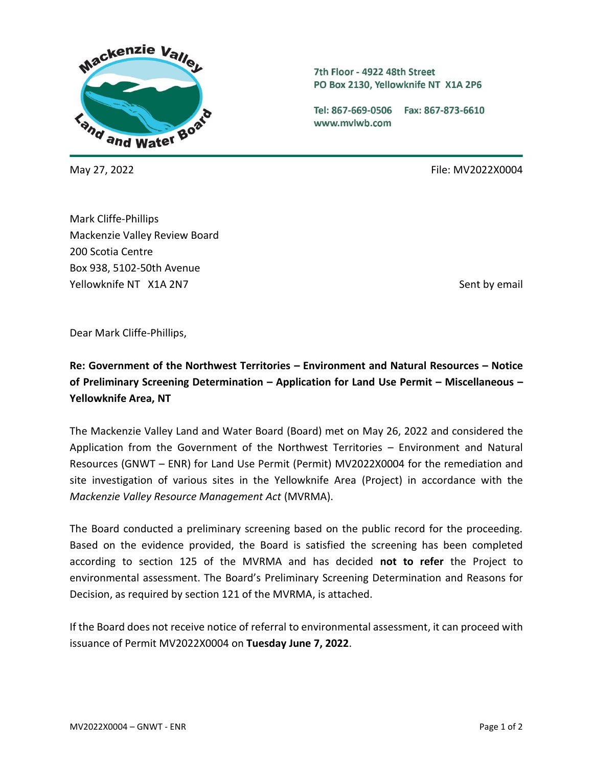Mackenzie Valley Land and Water Board

7th Floor - 4922 48th Street
PO Box 2130, Yellowknife NT X1A 2P6

Tel: 867-669-0506 Fax: 867-873-6610
www.mvlwb.com

May 27, 2022

File: MV2022X0004

Mark Cliffe-Phillips
Mackenzie Valley Review Board
200 Scotia Centre
Box 938, 5102-50th Avenue
Yellowknife NT X1A 2N7

Sent by email

Dear Mark Cliffe-Phillips,

**Re: Government of the Northwest Territories – Environment and Natural Resources – Notice of Preliminary Screening Determination – Application for Land Use Permit – Miscellaneous – Yellowknife Area, NT**

The Mackenzie Valley Land and Water Board (Board) met on May 26, 2022 and considered the Application from the Government of the Northwest Territories – Environment and Natural Resources (GNWT – ENR) for Land Use Permit (Permit) MV2022X0004 for the remediation and site investigation of various sites in the Yellowknife Area (Project) in accordance with the *Mackenzie Valley Resource Management Act* (MVRMA).

The Board conducted a preliminary screening based on the public record for the proceeding. Based on the evidence provided, the Board is satisfied the screening has been completed according to section 125 of the MVRMA and has decided **not to refer** the Project to environmental assessment. The Board's Preliminary Screening Determination and Reasons for Decision, as required by section 121 of the MVRMA, is attached.

If the Board does not receive notice of referral to environmental assessment, it can proceed with issuance of Permit MV2022X0004 on **Tuesday June 7, 2022**.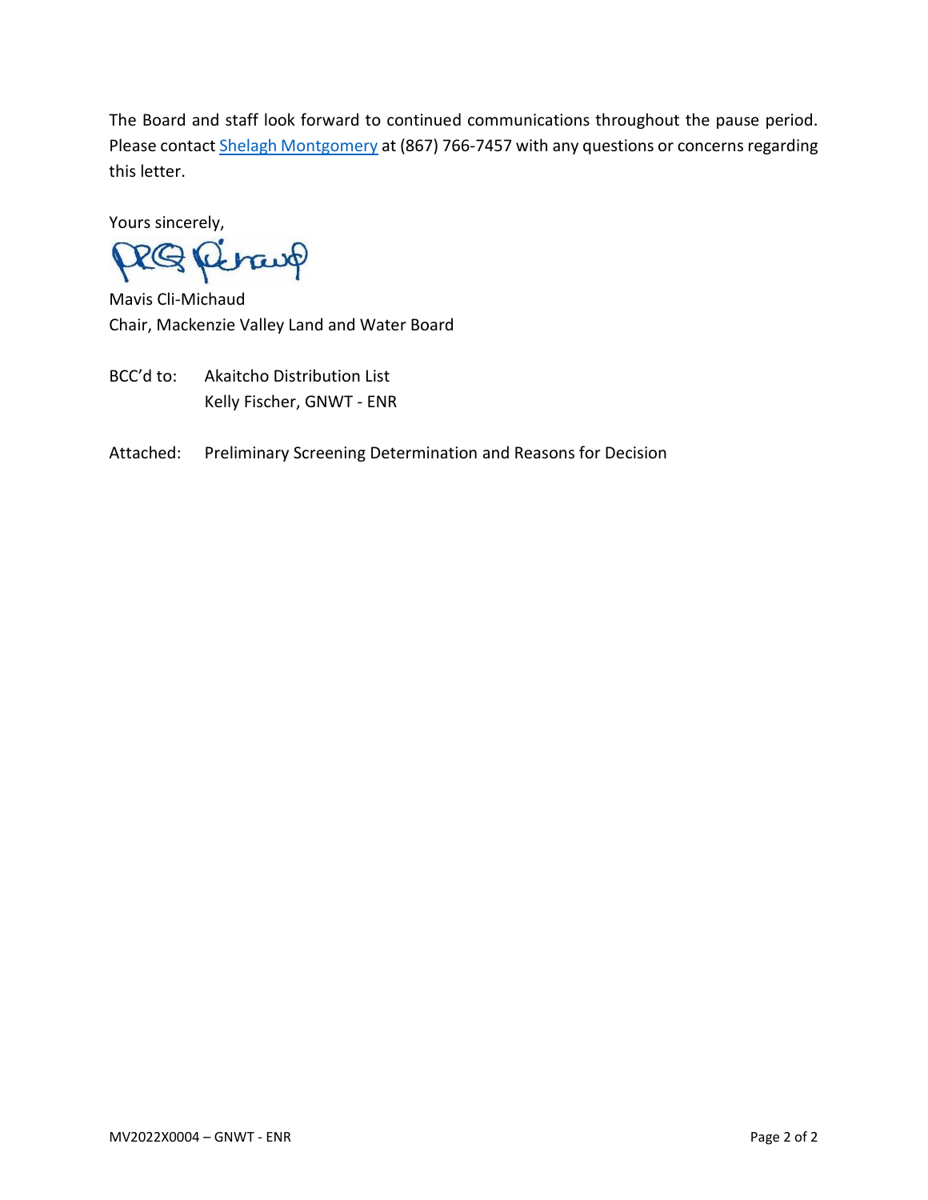The Board and staff look forward to continued communications throughout the pause period. Please contact Shelagh Montgomery at (867) 766-7457 with any questions or concerns regarding this letter.

Yours sincerely,

Mavis Cli-Michaud
Chair, Mackenzie Valley Land and Water Board

BCC'd to: Akaitcho Distribution List
Kelly Fischer, GNWT - ENR

Attached: Preliminary Screening Determination and Reasons for Decision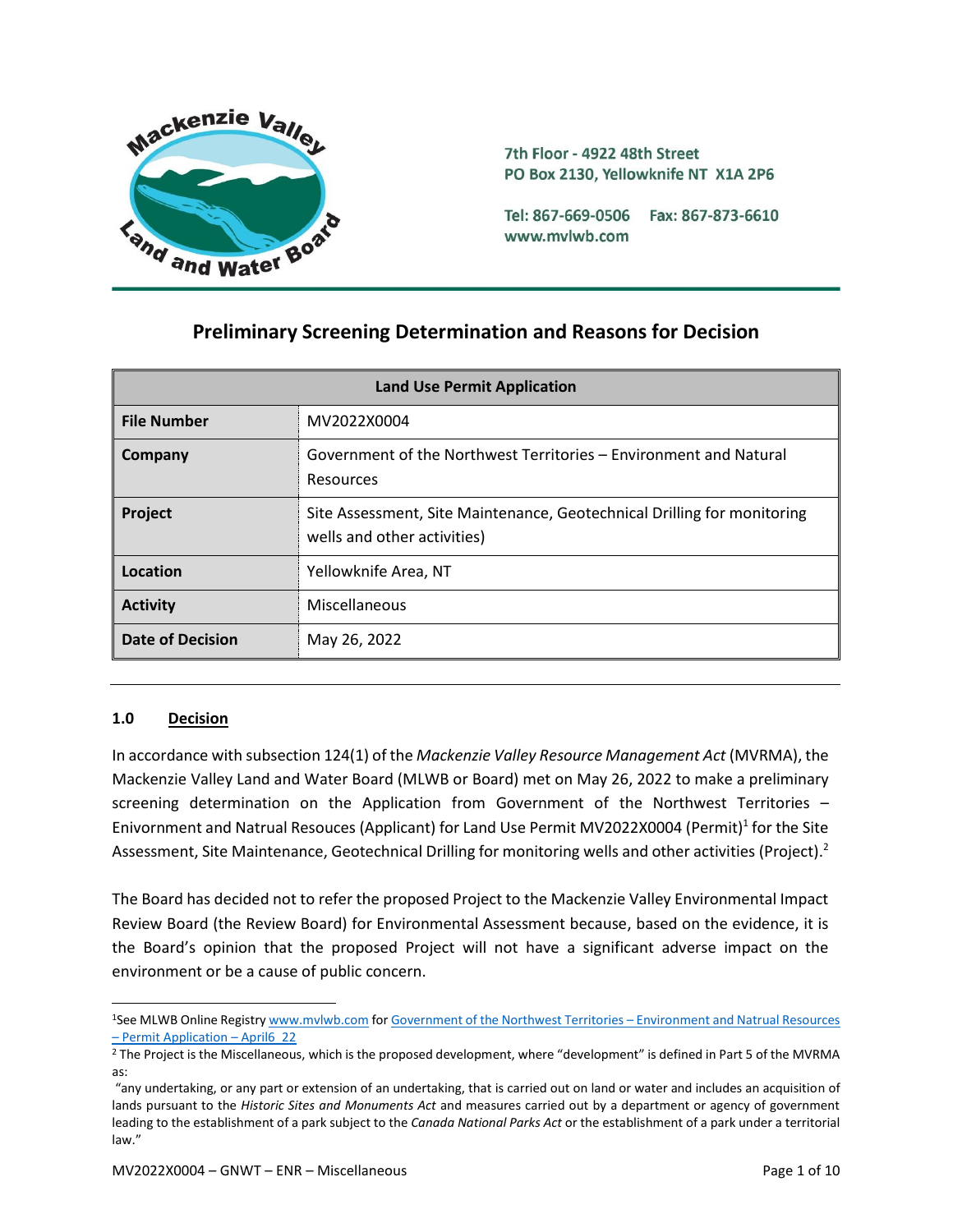Mackenzie Valley Land and Water Board

7th Floor - 4922 48th Street
PO Box 2130, Yellowknife NT X1A 2P6

Tel: 867-669-0506 Fax: 867-873-6610
www.mvlwb.com

# Preliminary Screening Determination and Reasons for Decision

| Land Use Permit Application | |
|---|---|
| **File Number** | MV2022X0004 |
| **Company** | Government of the Northwest Territories – Environment and Natural Resources |
| **Project** | Site Assessment, Site Maintenance, Geotechnical Drilling for monitoring wells and other activities) |
| **Location** | Yellowknife Area, NT |
| **Activity** | Miscellaneous |
| **Date of Decision** | May 26, 2022 |

## 1.0 Decision

In accordance with subsection 124(1) of the *Mackenzie Valley Resource Management Act* (MVRMA), the Mackenzie Valley Land and Water Board (MLWB or Board) met on May 26, 2022 to make a preliminary screening determination on the Application from Government of the Northwest Territories – Enivornment and Natrual Resouces (Applicant) for Land Use Permit MV2022X0004 (Permit)[1] for the Site Assessment, Site Maintenance, Geotechnical Drilling for monitoring wells and other activities (Project).[2]

The Board has decided not to refer the proposed Project to the Mackenzie Valley Environmental Impact Review Board (the Review Board) for Environmental Assessment because, based on the evidence, it is the Board's opinion that the proposed Project will not have a significant adverse impact on the environment or be a cause of public concern.

---

[1]See MLWB Online Registry www.mvlwb.com for Government of the Northwest Territories – Environment and Natrual Resources – Permit Application – April6_22

[2] The Project is the Miscellaneous, which is the proposed development, where "development" is defined in Part 5 of the MVRMA as:

"any undertaking, or any part or extension of an undertaking, that is carried out on land or water and includes an acquisition of lands pursuant to the *Historic Sites and Monuments Act* and measures carried out by a department or agency of government leading to the establishment of a park subject to the *Canada National Parks Act* or the establishment of a park under a territorial law."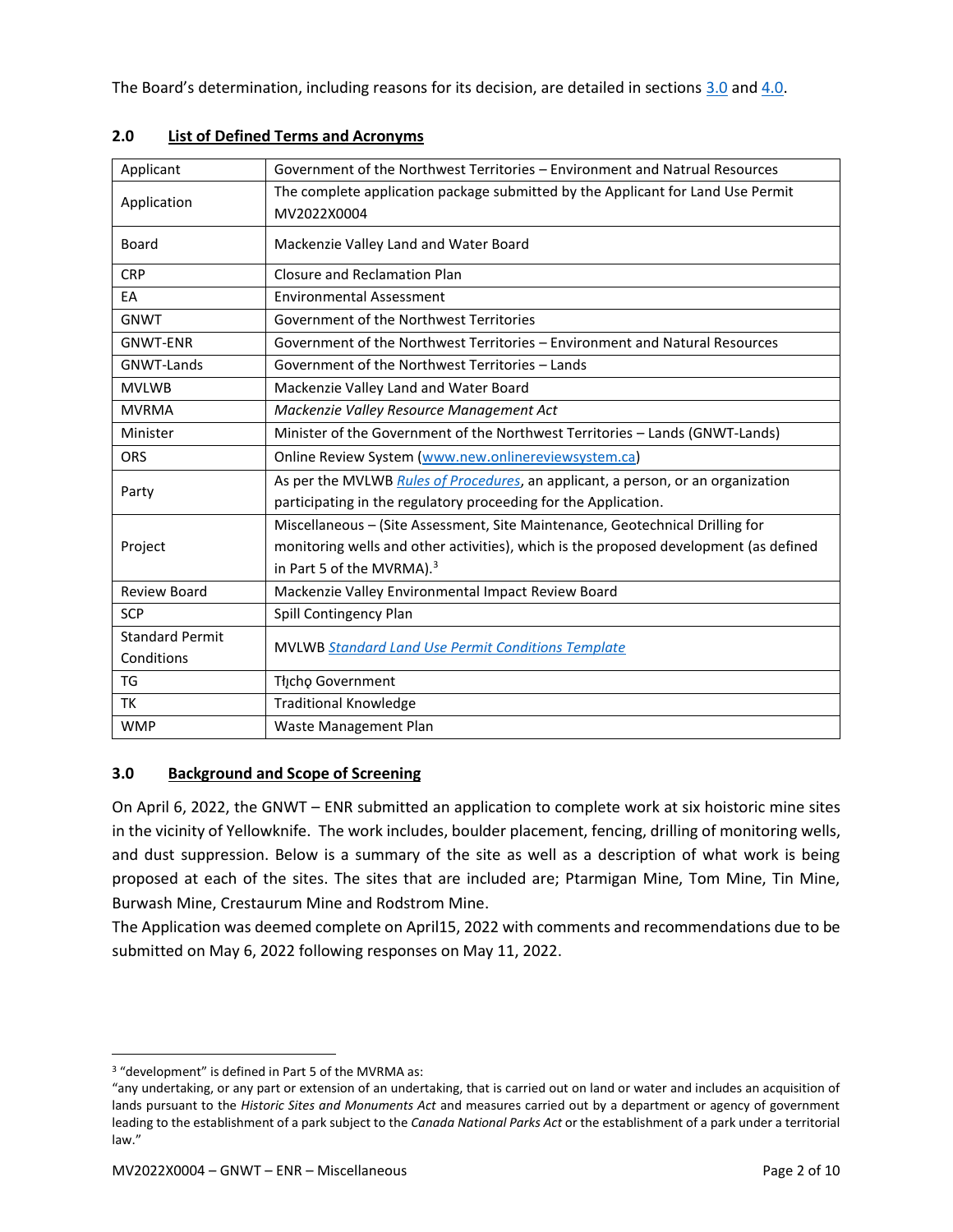The Board's determination, including reasons for its decision, are detailed in sections 3.0 and 4.0.

## 2.0 List of Defined Terms and Acronyms

| | |
|---|---|
| Applicant | Government of the Northwest Territories – Environment and Natrual Resources |
| Application | The complete application package submitted by the Applicant for Land Use Permit MV2022X0004 |
| Board | Mackenzie Valley Land and Water Board |
| CRP | Closure and Reclamation Plan |
| EA | Environmental Assessment |
| GNWT | Government of the Northwest Territories |
| GNWT-ENR | Government of the Northwest Territories – Environment and Natural Resources |
| GNWT-Lands | Government of the Northwest Territories – Lands |
| MVLWB | Mackenzie Valley Land and Water Board |
| MVRMA | *Mackenzie Valley Resource Management Act* |
| Minister | Minister of the Government of the Northwest Territories – Lands (GNWT-Lands) |
| ORS | Online Review System (www.new.onlinereviewsystem.ca) |
| Party | As per the MVLWB *Rules of Procedures*, an applicant, a person, or an organization participating in the regulatory proceeding for the Application. |
| Project | Miscellaneous – (Site Assessment, Site Maintenance, Geotechnical Drilling for monitoring wells and other activities), which is the proposed development (as defined in Part 5 of the MVRMA).[3] |
| Review Board | Mackenzie Valley Environmental Impact Review Board |
| SCP | Spill Contingency Plan |
| Standard Permit Conditions | MVLWB *Standard Land Use Permit Conditions Template* |
| TG | Tłı̨chǫ Government |
| TK | Traditional Knowledge |
| WMP | Waste Management Plan |

## 3.0 Background and Scope of Screening

On April 6, 2022, the GNWT – ENR submitted an application to complete work at six hoistoric mine sites in the vicinity of Yellowknife. The work includes, boulder placement, fencing, drilling of monitoring wells, and dust suppression. Below is a summary of the site as well as a description of what work is being proposed at each of the sites. The sites that are included are; Ptarmigan Mine, Tom Mine, Tin Mine, Burwash Mine, Crestaurum Mine and Rodstrom Mine.

The Application was deemed complete on April15, 2022 with comments and recommendations due to be submitted on May 6, 2022 following responses on May 11, 2022.

---

[3] "development" is defined in Part 5 of the MVRMA as:
"any undertaking, or any part or extension of an undertaking, that is carried out on land or water and includes an acquisition of lands pursuant to the *Historic Sites and Monuments Act* and measures carried out by a department or agency of government leading to the establishment of a park subject to the *Canada National Parks Act* or the establishment of a park under a territorial law."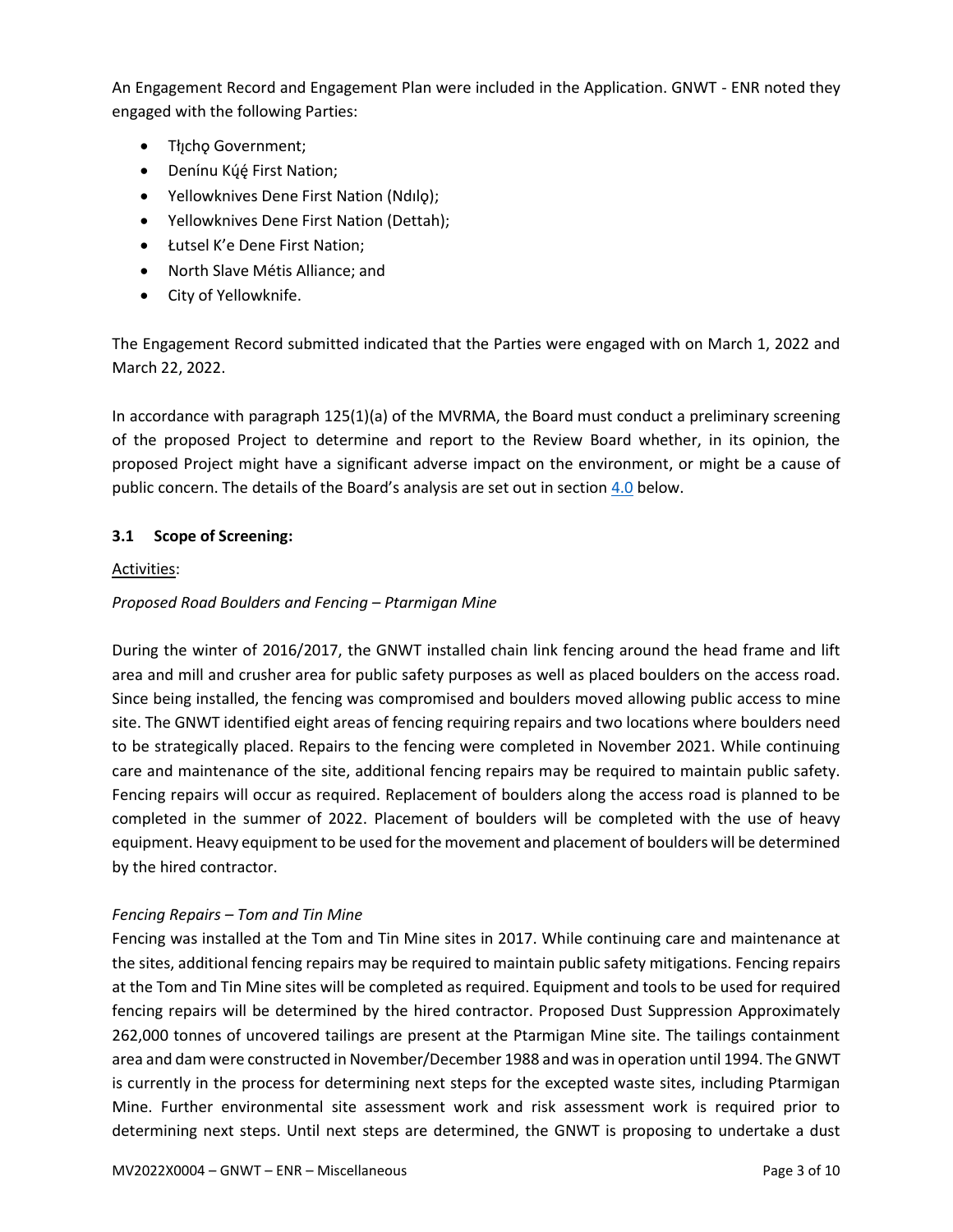An Engagement Record and Engagement Plan were included in the Application. GNWT - ENR noted they engaged with the following Parties:

- Tłı̨chǫ Government;
- Denínu Kų́ę́ First Nation;
- Yellowknives Dene First Nation (Ndılǫ);
- Yellowknives Dene First Nation (Dettah);
- Łutsel K'e Dene First Nation;
- North Slave Métis Alliance; and
- City of Yellowknife.

The Engagement Record submitted indicated that the Parties were engaged with on March 1, 2022 and March 22, 2022.

In accordance with paragraph 125(1)(a) of the MVRMA, the Board must conduct a preliminary screening of the proposed Project to determine and report to the Review Board whether, in its opinion, the proposed Project might have a significant adverse impact on the environment, or might be a cause of public concern. The details of the Board's analysis are set out in section 4.0 below.

### 3.1 Scope of Screening:

Activities:

*Proposed Road Boulders and Fencing – Ptarmigan Mine*

During the winter of 2016/2017, the GNWT installed chain link fencing around the head frame and lift area and mill and crusher area for public safety purposes as well as placed boulders on the access road. Since being installed, the fencing was compromised and boulders moved allowing public access to mine site. The GNWT identified eight areas of fencing requiring repairs and two locations where boulders need to be strategically placed. Repairs to the fencing were completed in November 2021. While continuing care and maintenance of the site, additional fencing repairs may be required to maintain public safety. Fencing repairs will occur as required. Replacement of boulders along the access road is planned to be completed in the summer of 2022. Placement of boulders will be completed with the use of heavy equipment. Heavy equipment to be used for the movement and placement of boulders will be determined by the hired contractor.

*Fencing Repairs – Tom and Tin Mine*

Fencing was installed at the Tom and Tin Mine sites in 2017. While continuing care and maintenance at the sites, additional fencing repairs may be required to maintain public safety mitigations. Fencing repairs at the Tom and Tin Mine sites will be completed as required. Equipment and tools to be used for required fencing repairs will be determined by the hired contractor. Proposed Dust Suppression Approximately 262,000 tonnes of uncovered tailings are present at the Ptarmigan Mine site. The tailings containment area and dam were constructed in November/December 1988 and was in operation until 1994. The GNWT is currently in the process for determining next steps for the excepted waste sites, including Ptarmigan Mine. Further environmental site assessment work and risk assessment work is required prior to determining next steps. Until next steps are determined, the GNWT is proposing to undertake a dust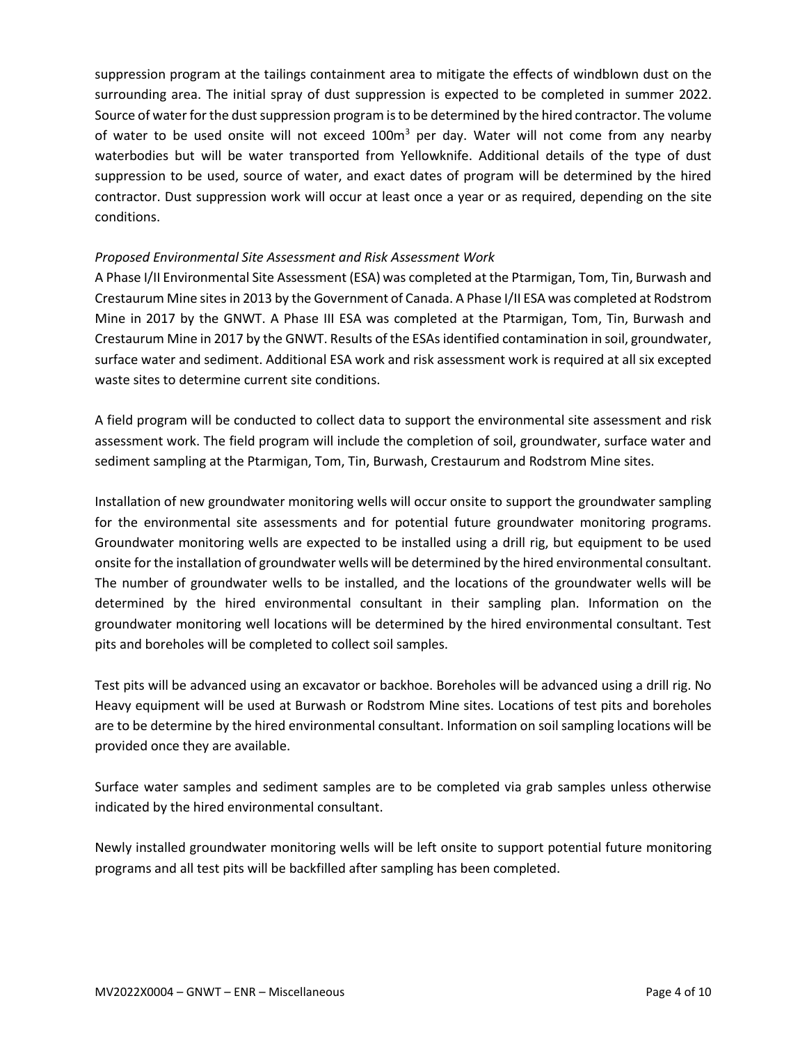suppression program at the tailings containment area to mitigate the effects of windblown dust on the surrounding area. The initial spray of dust suppression is expected to be completed in summer 2022. Source of water for the dust suppression program is to be determined by the hired contractor. The volume of water to be used onsite will not exceed 100m$^3$ per day. Water will not come from any nearby waterbodies but will be water transported from Yellowknife. Additional details of the type of dust suppression to be used, source of water, and exact dates of program will be determined by the hired contractor. Dust suppression work will occur at least once a year or as required, depending on the site conditions.

*Proposed Environmental Site Assessment and Risk Assessment Work*

A Phase I/II Environmental Site Assessment (ESA) was completed at the Ptarmigan, Tom, Tin, Burwash and Crestaurum Mine sites in 2013 by the Government of Canada. A Phase I/II ESA was completed at Rodstrom Mine in 2017 by the GNWT. A Phase III ESA was completed at the Ptarmigan, Tom, Tin, Burwash and Crestaurum Mine in 2017 by the GNWT. Results of the ESAs identified contamination in soil, groundwater, surface water and sediment. Additional ESA work and risk assessment work is required at all six excepted waste sites to determine current site conditions.

A field program will be conducted to collect data to support the environmental site assessment and risk assessment work. The field program will include the completion of soil, groundwater, surface water and sediment sampling at the Ptarmigan, Tom, Tin, Burwash, Crestaurum and Rodstrom Mine sites.

Installation of new groundwater monitoring wells will occur onsite to support the groundwater sampling for the environmental site assessments and for potential future groundwater monitoring programs. Groundwater monitoring wells are expected to be installed using a drill rig, but equipment to be used onsite for the installation of groundwater wells will be determined by the hired environmental consultant. The number of groundwater wells to be installed, and the locations of the groundwater wells will be determined by the hired environmental consultant in their sampling plan. Information on the groundwater monitoring well locations will be determined by the hired environmental consultant. Test pits and boreholes will be completed to collect soil samples.

Test pits will be advanced using an excavator or backhoe. Boreholes will be advanced using a drill rig. No Heavy equipment will be used at Burwash or Rodstrom Mine sites. Locations of test pits and boreholes are to be determine by the hired environmental consultant. Information on soil sampling locations will be provided once they are available.

Surface water samples and sediment samples are to be completed via grab samples unless otherwise indicated by the hired environmental consultant.

Newly installed groundwater monitoring wells will be left onsite to support potential future monitoring programs and all test pits will be backfilled after sampling has been completed.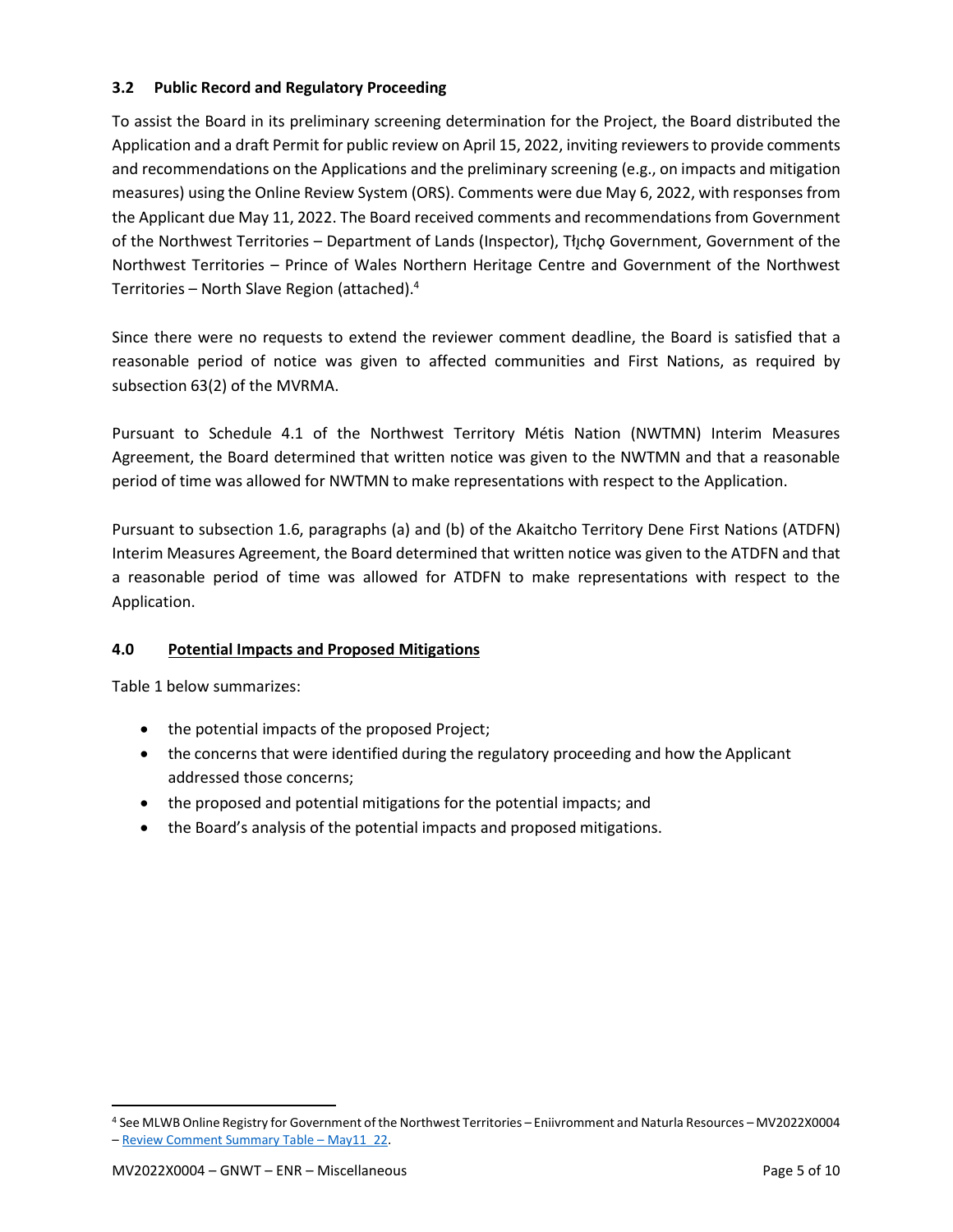### 3.2 Public Record and Regulatory Proceeding

To assist the Board in its preliminary screening determination for the Project, the Board distributed the Application and a draft Permit for public review on April 15, 2022, inviting reviewers to provide comments and recommendations on the Applications and the preliminary screening (e.g., on impacts and mitigation measures) using the Online Review System (ORS). Comments were due May 6, 2022, with responses from the Applicant due May 11, 2022. The Board received comments and recommendations from Government of the Northwest Territories – Department of Lands (Inspector), Tłįchǫ Government, Government of the Northwest Territories – Prince of Wales Northern Heritage Centre and Government of the Northwest Territories – North Slave Region (attached).[4]

Since there were no requests to extend the reviewer comment deadline, the Board is satisfied that a reasonable period of notice was given to affected communities and First Nations, as required by subsection 63(2) of the MVRMA.

Pursuant to Schedule 4.1 of the Northwest Territory Métis Nation (NWTMN) Interim Measures Agreement, the Board determined that written notice was given to the NWTMN and that a reasonable period of time was allowed for NWTMN to make representations with respect to the Application.

Pursuant to subsection 1.6, paragraphs (a) and (b) of the Akaitcho Territory Dene First Nations (ATDFN) Interim Measures Agreement, the Board determined that written notice was given to the ATDFN and that a reasonable period of time was allowed for ATDFN to make representations with respect to the Application.

## 4.0 Potential Impacts and Proposed Mitigations

Table 1 below summarizes:

- the potential impacts of the proposed Project;
- the concerns that were identified during the regulatory proceeding and how the Applicant addressed those concerns;
- the proposed and potential mitigations for the potential impacts; and
- the Board's analysis of the potential impacts and proposed mitigations.

[4] See MLWB Online Registry for Government of the Northwest Territories – Eniivromment and Naturla Resources – MV2022X0004 – Review Comment Summary Table – May11_22.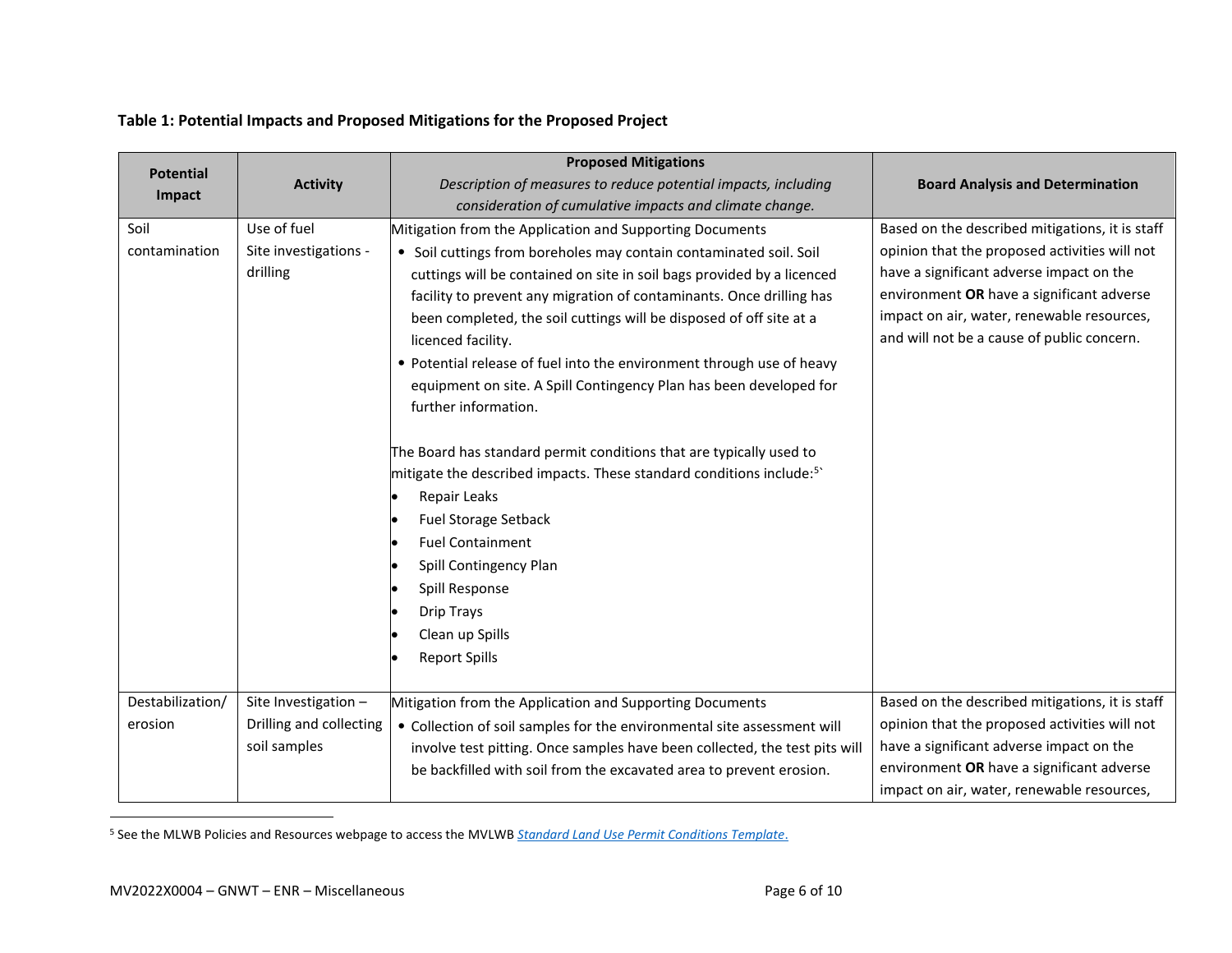**Table 1: Potential Impacts and Proposed Mitigations for the Proposed Project**

| Potential Impact | Activity | Proposed Mitigations<br>*Description of measures to reduce potential impacts, including consideration of cumulative impacts and climate change.* | Board Analysis and Determination |
|---|---|---|---|
| Soil contamination | Use of fuel<br>Site investigations - drilling | Mitigation from the Application and Supporting Documents<br>• Soil cuttings from boreholes may contain contaminated soil. Soil cuttings will be contained on site in soil bags provided by a licenced facility to prevent any migration of contaminants. Once drilling has been completed, the soil cuttings will be disposed of off site at a licenced facility.<br>• Potential release of fuel into the environment through use of heavy equipment on site. A Spill Contingency Plan has been developed for further information.<br><br>The Board has standard permit conditions that are typically used to mitigate the described impacts. These standard conditions include:[5]<br>• Repair Leaks<br>• Fuel Storage Setback<br>• Fuel Containment<br>• Spill Contingency Plan<br>• Spill Response<br>• Drip Trays<br>• Clean up Spills<br>• Report Spills | Based on the described mitigations, it is staff opinion that the proposed activities will not have a significant adverse impact on the environment **OR** have a significant adverse impact on air, water, renewable resources, and will not be a cause of public concern. |
| Destabilization/ erosion | Site Investigation – Drilling and collecting soil samples | Mitigation from the Application and Supporting Documents<br>• Collection of soil samples for the environmental site assessment will involve test pitting. Once samples have been collected, the test pits will be backfilled with soil from the excavated area to prevent erosion. | Based on the described mitigations, it is staff opinion that the proposed activities will not have a significant adverse impact on the environment **OR** have a significant adverse impact on air, water, renewable resources, |

[5] See the MLWB Policies and Resources webpage to access the MVLWB *Standard Land Use Permit Conditions Template*.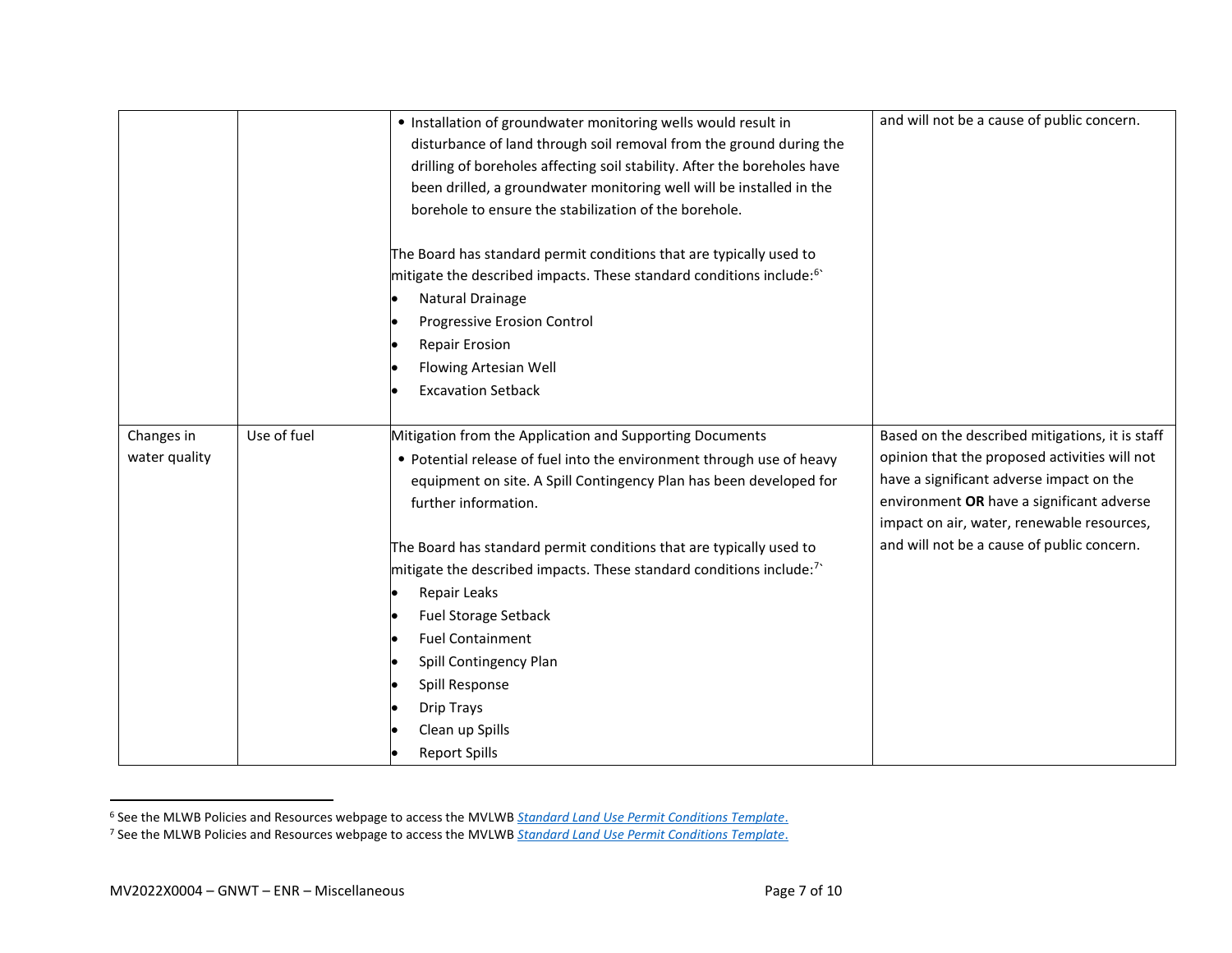| | | | |
|---|---|---|---|
| | | • Installation of groundwater monitoring wells would result in disturbance of land through soil removal from the ground during the drilling of boreholes affecting soil stability. After the boreholes have been drilled, a groundwater monitoring well will be installed in the borehole to ensure the stabilization of the borehole.<br><br>The Board has standard permit conditions that are typically used to mitigate the described impacts. These standard conditions include:[6]<br>• Natural Drainage<br>• Progressive Erosion Control<br>• Repair Erosion<br>• Flowing Artesian Well<br>• Excavation Setback | and will not be a cause of public concern. |
| Changes in water quality | Use of fuel | Mitigation from the Application and Supporting Documents<br>• Potential release of fuel into the environment through use of heavy equipment on site. A Spill Contingency Plan has been developed for further information.<br><br>The Board has standard permit conditions that are typically used to mitigate the described impacts. These standard conditions include:[7]<br>• Repair Leaks<br>• Fuel Storage Setback<br>• Fuel Containment<br>• Spill Contingency Plan<br>• Spill Response<br>• Drip Trays<br>• Clean up Spills<br>• Report Spills | Based on the described mitigations, it is staff opinion that the proposed activities will not have a significant adverse impact on the environment **OR** have a significant adverse impact on air, water, renewable resources, and will not be a cause of public concern. |

[6] See the MLWB Policies and Resources webpage to access the MVLWB *Standard Land Use Permit Conditions Template*.

[7] See the MLWB Policies and Resources webpage to access the MVLWB *Standard Land Use Permit Conditions Template*.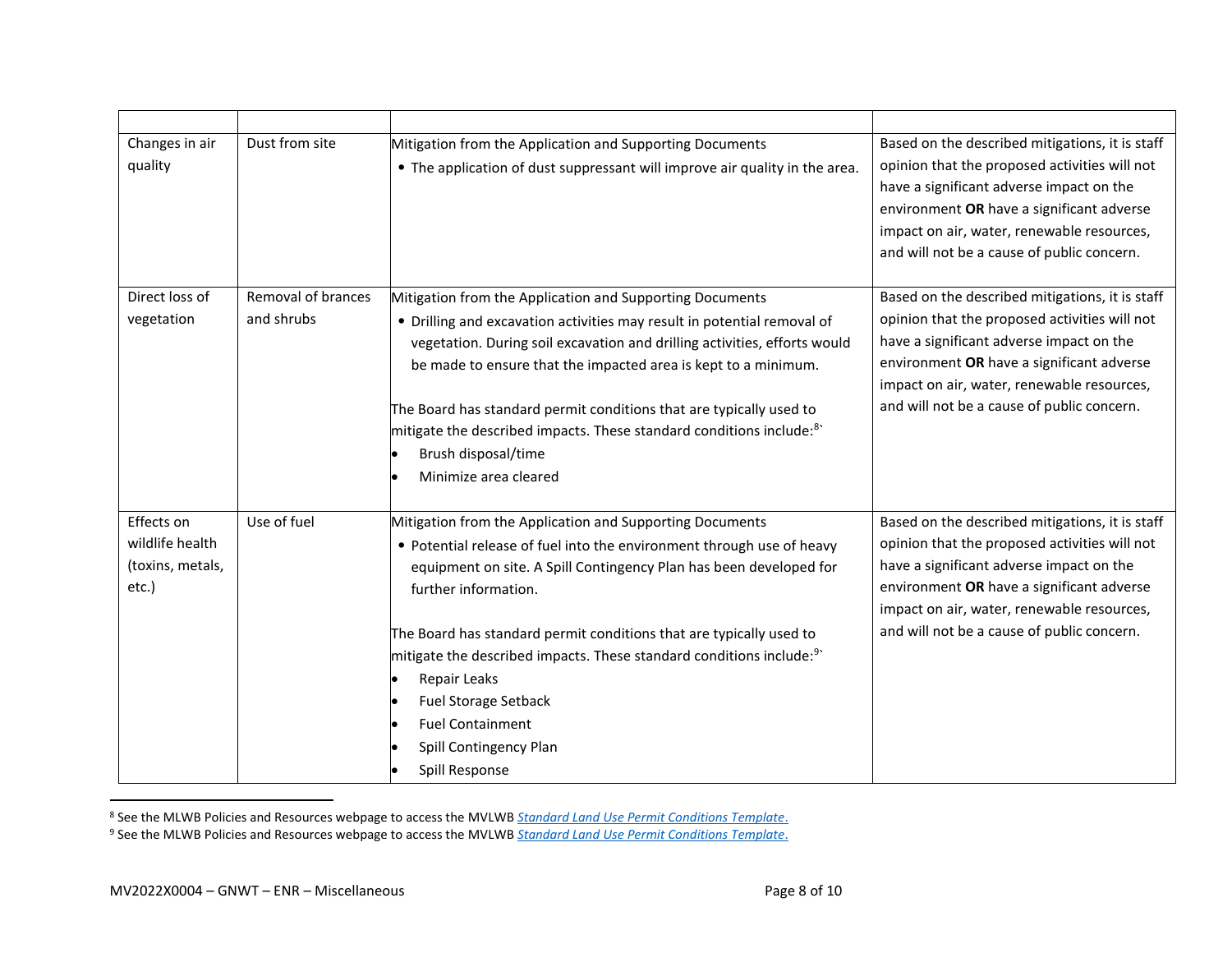| | | | |
|---|---|---|---|
| Changes in air quality | Dust from site | Mitigation from the Application and Supporting Documents<br>• The application of dust suppressant will improve air quality in the area. | Based on the described mitigations, it is staff opinion that the proposed activities will not have a significant adverse impact on the environment **OR** have a significant adverse impact on air, water, renewable resources, and will not be a cause of public concern. |
| Direct loss of vegetation | Removal of brances and shrubs | Mitigation from the Application and Supporting Documents<br>• Drilling and excavation activities may result in potential removal of vegetation. During soil excavation and drilling activities, efforts would be made to ensure that the impacted area is kept to a minimum.<br><br>The Board has standard permit conditions that are typically used to mitigate the described impacts. These standard conditions include:[8]<br>• Brush disposal/time<br>• Minimize area cleared | Based on the described mitigations, it is staff opinion that the proposed activities will not have a significant adverse impact on the environment **OR** have a significant adverse impact on air, water, renewable resources, and will not be a cause of public concern. |
| Effects on wildlife health (toxins, metals, etc.) | Use of fuel | Mitigation from the Application and Supporting Documents<br>• Potential release of fuel into the environment through use of heavy equipment on site. A Spill Contingency Plan has been developed for further information.<br><br>The Board has standard permit conditions that are typically used to mitigate the described impacts. These standard conditions include:[9]<br>• Repair Leaks<br>• Fuel Storage Setback<br>• Fuel Containment<br>• Spill Contingency Plan<br>• Spill Response | Based on the described mitigations, it is staff opinion that the proposed activities will not have a significant adverse impact on the environment **OR** have a significant adverse impact on air, water, renewable resources, and will not be a cause of public concern. |

[8] See the MLWB Policies and Resources webpage to access the MVLWB *Standard Land Use Permit Conditions Template*.

[9] See the MLWB Policies and Resources webpage to access the MVLWB *Standard Land Use Permit Conditions Template*.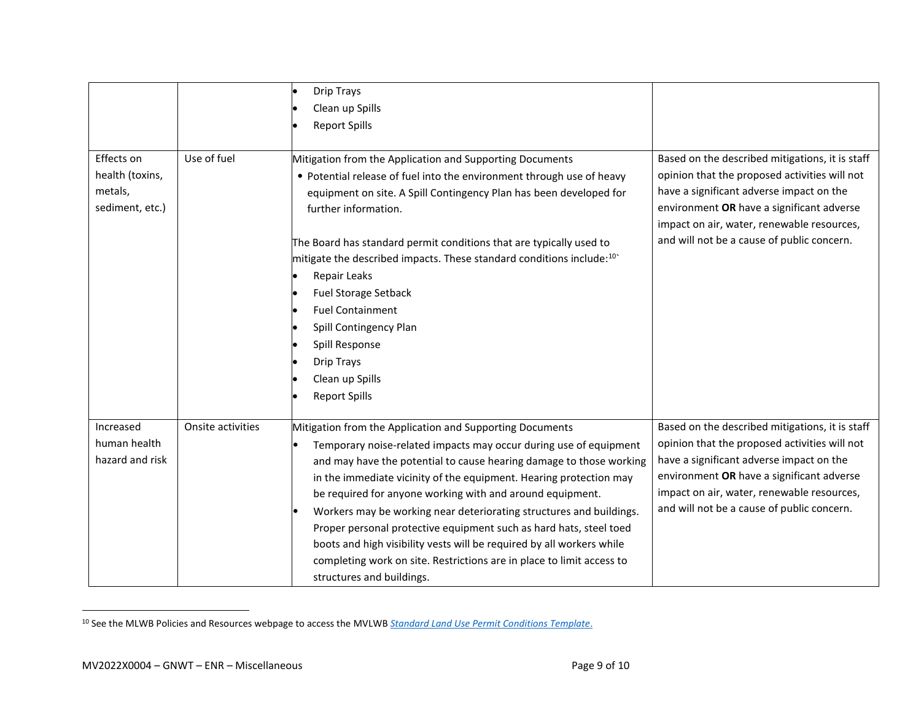| | | | |
|---|---|---|---|
| | | • Drip Trays<br>• Clean up Spills<br>• Report Spills | |
| Effects on health (toxins, metals, sediment, etc.) | Use of fuel | Mitigation from the Application and Supporting Documents<br>• Potential release of fuel into the environment through use of heavy equipment on site. A Spill Contingency Plan has been developed for further information.<br><br>The Board has standard permit conditions that are typically used to mitigate the described impacts. These standard conditions include:[10]<br>• Repair Leaks<br>• Fuel Storage Setback<br>• Fuel Containment<br>• Spill Contingency Plan<br>• Spill Response<br>• Drip Trays<br>• Clean up Spills<br>• Report Spills | Based on the described mitigations, it is staff opinion that the proposed activities will not have a significant adverse impact on the environment **OR** have a significant adverse impact on air, water, renewable resources, and will not be a cause of public concern. |
| Increased human health hazard and risk | Onsite activities | Mitigation from the Application and Supporting Documents<br>• Temporary noise-related impacts may occur during use of equipment and may have the potential to cause hearing damage to those working in the immediate vicinity of the equipment. Hearing protection may be required for anyone working with and around equipment.<br>• Workers may be working near deteriorating structures and buildings. Proper personal protective equipment such as hard hats, steel toed boots and high visibility vests will be required by all workers while completing work on site. Restrictions are in place to limit access to structures and buildings. | Based on the described mitigations, it is staff opinion that the proposed activities will not have a significant adverse impact on the environment **OR** have a significant adverse impact on air, water, renewable resources, and will not be a cause of public concern. |

[10] See the MLWB Policies and Resources webpage to access the MVLWB *Standard Land Use Permit Conditions Template*.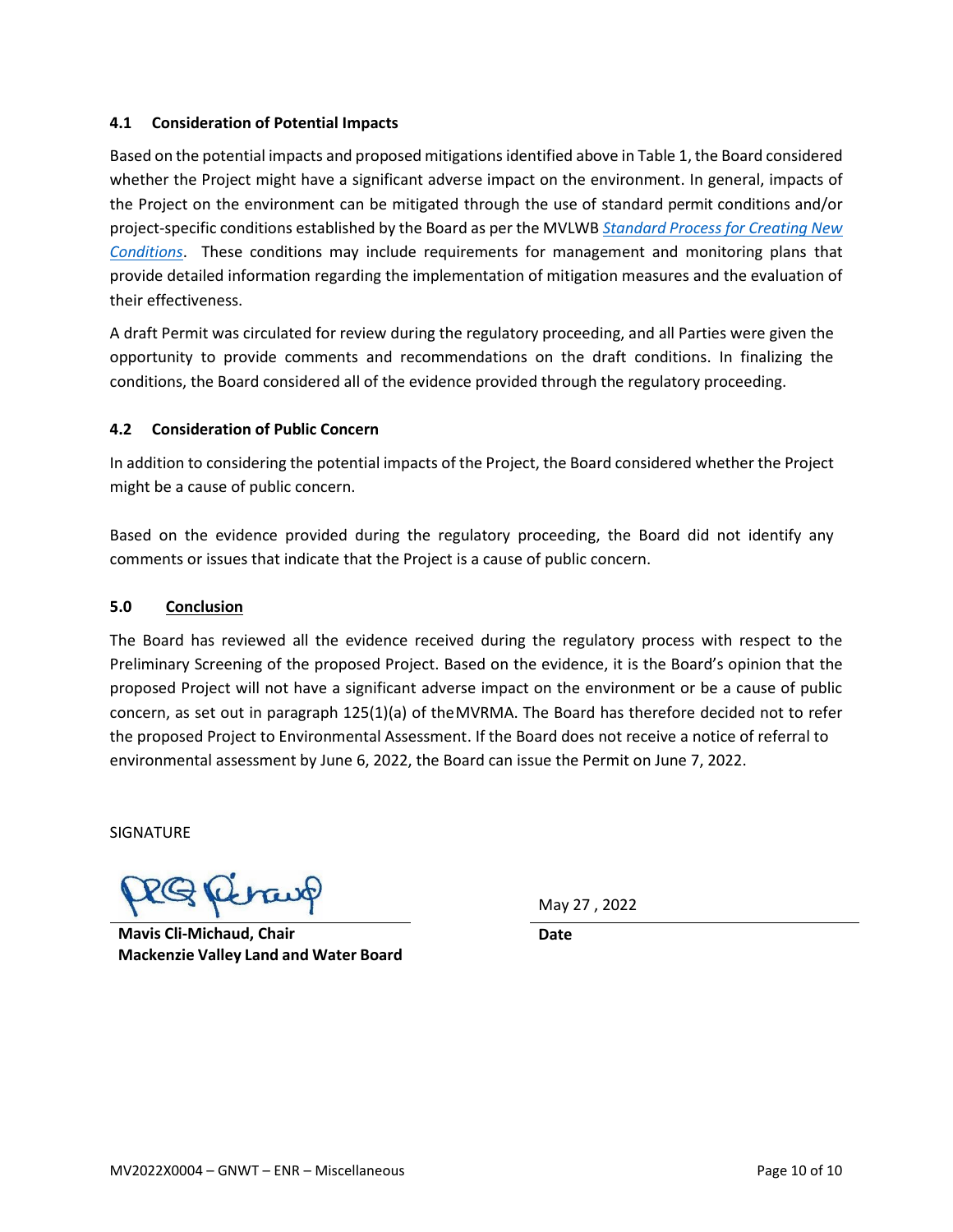### 4.1 Consideration of Potential Impacts

Based on the potential impacts and proposed mitigations identified above in Table 1, the Board considered whether the Project might have a significant adverse impact on the environment. In general, impacts of the Project on the environment can be mitigated through the use of standard permit conditions and/or project-specific conditions established by the Board as per the MVLWB *Standard Process for Creating New Conditions*. These conditions may include requirements for management and monitoring plans that provide detailed information regarding the implementation of mitigation measures and the evaluation of their effectiveness.

A draft Permit was circulated for review during the regulatory proceeding, and all Parties were given the opportunity to provide comments and recommendations on the draft conditions. In finalizing the conditions, the Board considered all of the evidence provided through the regulatory proceeding.

### 4.2 Consideration of Public Concern

In addition to considering the potential impacts of the Project, the Board considered whether the Project might be a cause of public concern.

Based on the evidence provided during the regulatory proceeding, the Board did not identify any comments or issues that indicate that the Project is a cause of public concern.

## 5.0 Conclusion

The Board has reviewed all the evidence received during the regulatory process with respect to the Preliminary Screening of the proposed Project. Based on the evidence, it is the Board's opinion that the proposed Project will not have a significant adverse impact on the environment or be a cause of public concern, as set out in paragraph 125(1)(a) of the MVRMA. The Board has therefore decided not to refer the proposed Project to Environmental Assessment. If the Board does not receive a notice of referral to environmental assessment by June 6, 2022, the Board can issue the Permit on June 7, 2022.

SIGNATURE

**Mavis Cli-Michaud, Chair**
**Mackenzie Valley Land and Water Board**

May 27 , 2022

**Date**